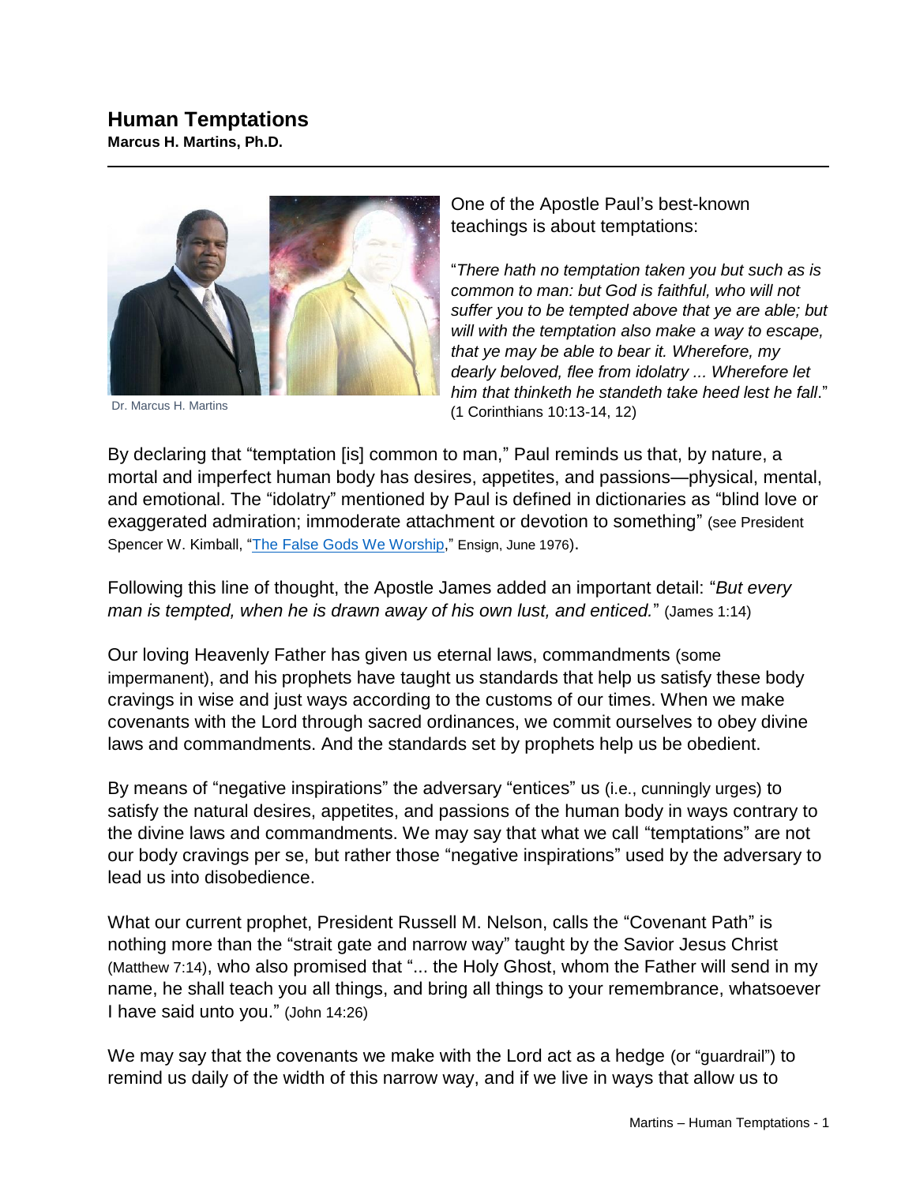# Human Temptations

**Marcus H. Martins, Ph.D.**

---

Dr. Marcus H. Martins

One of the Apostle Paul's best-known teachings is about temptations:

"*There hath no temptation taken you but such as is common to man: but God is faithful, who will not suffer you to be tempted above that ye are able; but will with the temptation also make a way to escape, that ye may be able to bear it. Wherefore, my dearly beloved, flee from idolatry ... Wherefore let him that thinketh he standeth take heed lest he fall*." (1 Corinthians 10:13-14, 12)

By declaring that "temptation [is] common to man," Paul reminds us that, by nature, a mortal and imperfect human body has desires, appetites, and passions—physical, mental, and emotional. The "idolatry" mentioned by Paul is defined in dictionaries as "blind love or exaggerated admiration; immoderate attachment or devotion to something" (see President Spencer W. Kimball, "[The False Gods We Worship](#)," Ensign, June 1976).

Following this line of thought, the Apostle James added an important detail: "*But every man is tempted, when he is drawn away of his own lust, and enticed.*" (James 1:14)

Our loving Heavenly Father has given us eternal laws, commandments (some impermanent), and his prophets have taught us standards that help us satisfy these body cravings in wise and just ways according to the customs of our times. When we make covenants with the Lord through sacred ordinances, we commit ourselves to obey divine laws and commandments. And the standards set by prophets help us be obedient.

By means of "negative inspirations" the adversary "entices" us (i.e., cunningly urges) to satisfy the natural desires, appetites, and passions of the human body in ways contrary to the divine laws and commandments. We may say that what we call "temptations" are not our body cravings per se, but rather those "negative inspirations" used by the adversary to lead us into disobedience.

What our current prophet, President Russell M. Nelson, calls the "Covenant Path" is nothing more than the "strait gate and narrow way" taught by the Savior Jesus Christ (Matthew 7:14), who also promised that "... the Holy Ghost, whom the Father will send in my name, he shall teach you all things, and bring all things to your remembrance, whatsoever I have said unto you." (John 14:26)

We may say that the covenants we make with the Lord act as a hedge (or "guardrail") to remind us daily of the width of this narrow way, and if we live in ways that allow us to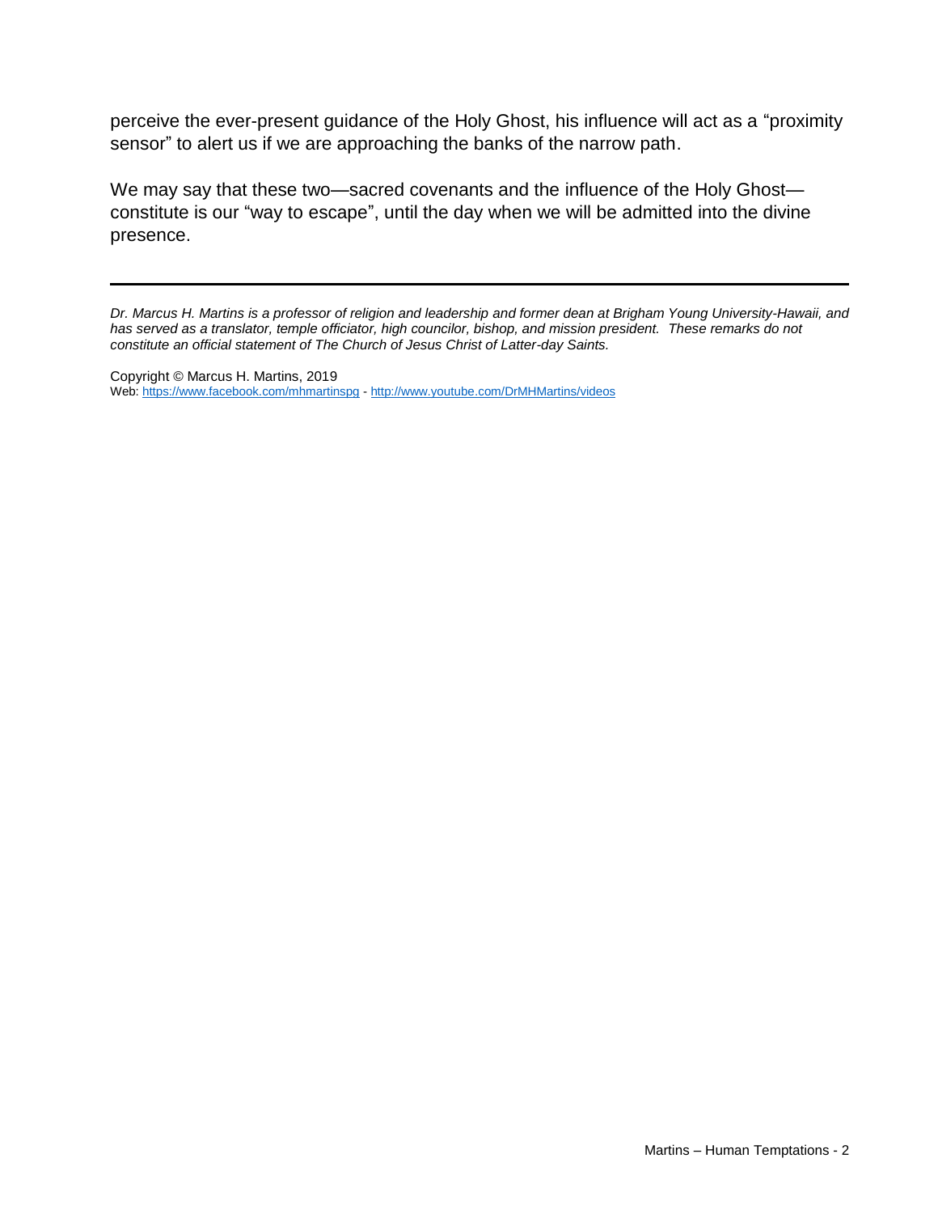perceive the ever-present guidance of the Holy Ghost, his influence will act as a "proximity sensor" to alert us if we are approaching the banks of the narrow path.

We may say that these two—sacred covenants and the influence of the Holy Ghost—constitute is our "way to escape", until the day when we will be admitted into the divine presence.

---

*Dr. Marcus H. Martins is a professor of religion and leadership and former dean at Brigham Young University-Hawaii, and has served as a translator, temple officiator, high councilor, bishop, and mission president. These remarks do not constitute an official statement of The Church of Jesus Christ of Latter-day Saints.*

Copyright © Marcus H. Martins, 2019
Web: https://www.facebook.com/mhmartinspg - http://www.youtube.com/DrMHMartins/videos